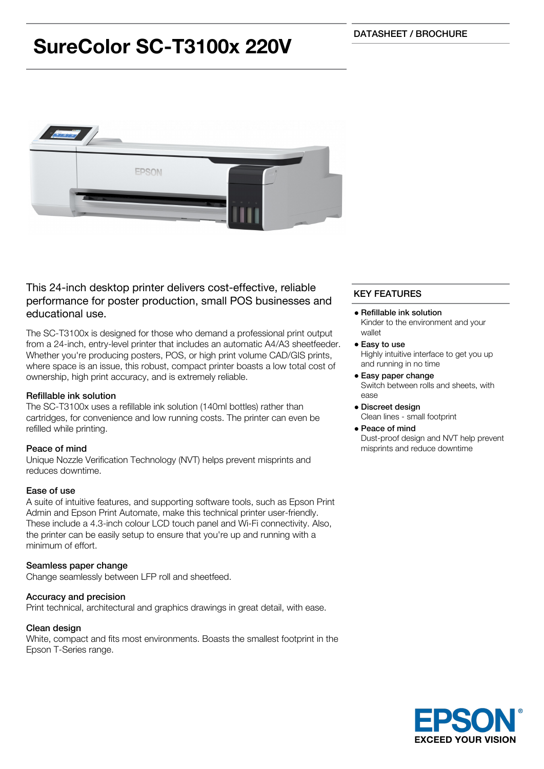# SureColor SC-T3100x 220V

DATASHEET / BROCHURE

This 24-inch desktop printer delivers cost-effective, reliable performance for poster production, small POS businesses and educational use.

The SC-T3100x is designed for those who demand a professional print output from a 24-inch, entry-level printer that includes an automatic A4/A3 sheetfeeder. Whether you're producing posters, POS, or high print volume CAD/GIS prints, where space is an issue, this robust, compact printer boasts a low total cost of ownership, high print accuracy, and is extremely reliable.

### Refillable ink solution

The SC-T3100x uses a refillable ink solution (140ml bottles) rather than cartridges, for convenience and low running costs. The printer can even be refilled while printing.

### Peace of mind

Unique Nozzle Verification Technology (NVT) helps prevent misprints and reduces downtime.

### Ease of use

A suite of intuitive features, and supporting software tools, such as Epson Print Admin and Epson Print Automate, make this technical printer user-friendly. These include a 4.3-inch colour LCD touch panel and Wi-Fi connectivity. Also, the printer can be easily setup to ensure that you're up and running with a minimum of effort.

### Seamless paper change

Change seamlessly between LFP roll and sheetfeed.

### Accuracy and precision

Print technical, architectural and graphics drawings in great detail, with ease.

### Clean design

White, compact and fits most environments. Boasts the smallest footprint in the Epson T-Series range.

## KEY FEATURES

- **Refillable ink solution**
  Kinder to the environment and your wallet
- **Easy to use**
  Highly intuitive interface to get you up and running in no time
- **Easy paper change**
  Switch between rolls and sheets, with ease
- **Discreet design**
  Clean lines - small footprint
- **Peace of mind**
  Dust-proof design and NVT help prevent misprints and reduce downtime

EPSON®
EXCEED YOUR VISION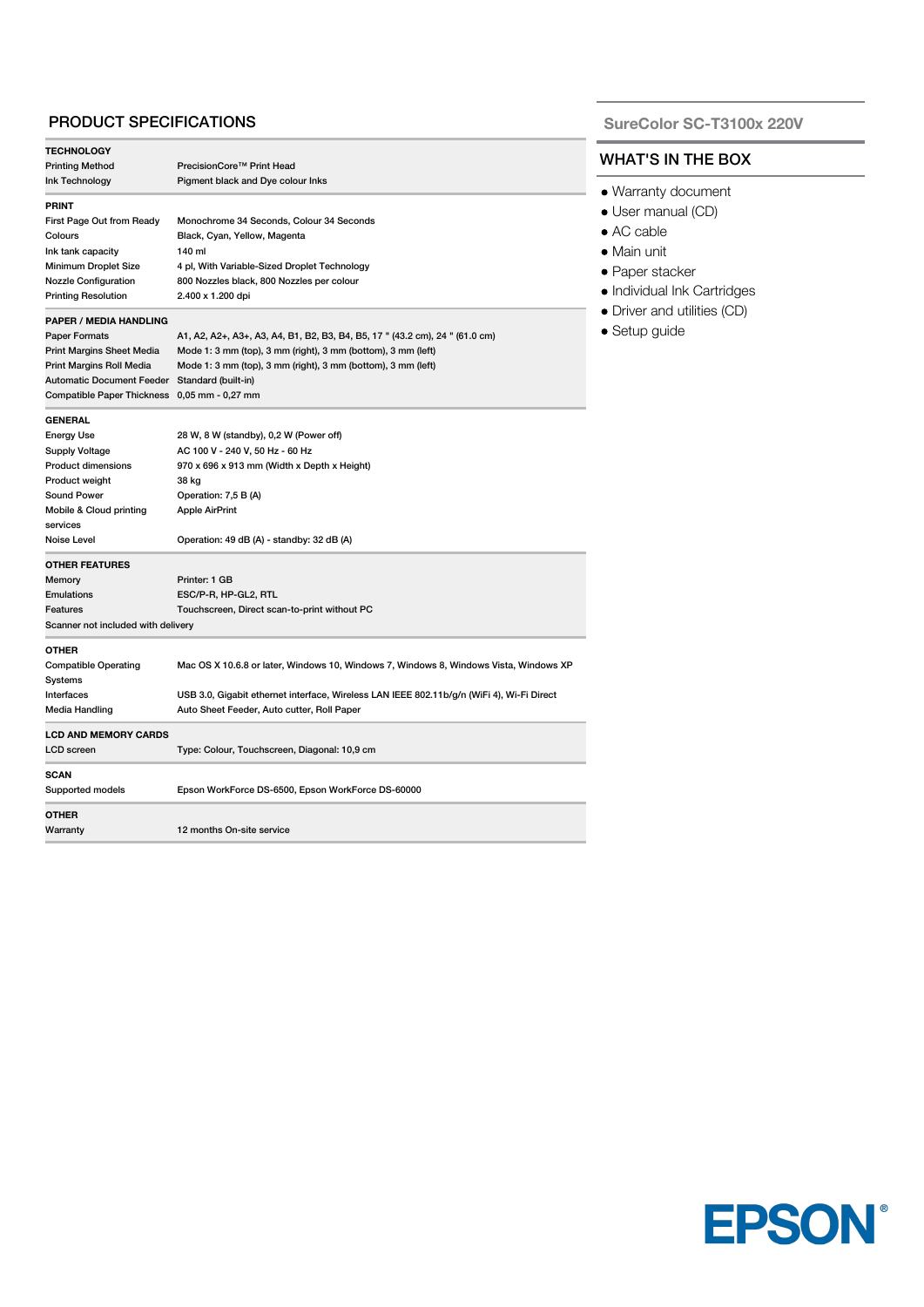## PRODUCT SPECIFICATIONS

| **TECHNOLOGY** | |
|---|---|
| Printing Method | PrecisionCore™ Print Head |
| Ink Technology | Pigment black and Dye colour Inks |

| **PRINT** | |
|---|---|
| First Page Out from Ready | Monochrome 34 Seconds, Colour 34 Seconds |
| Colours | Black, Cyan, Yellow, Magenta |
| Ink tank capacity | 140 ml |
| Minimum Droplet Size | 4 pl, With Variable-Sized Droplet Technology |
| Nozzle Configuration | 800 Nozzles black, 800 Nozzles per colour |
| Printing Resolution | 2.400 x 1.200 dpi |

| **PAPER / MEDIA HANDLING** | |
|---|---|
| Paper Formats | A1, A2, A2+, A3+, A3, A4, B1, B2, B3, B4, B5, 17 " (43.2 cm), 24 " (61.0 cm) |
| Print Margins Sheet Media | Mode 1: 3 mm (top), 3 mm (right), 3 mm (bottom), 3 mm (left) |
| Print Margins Roll Media | Mode 1: 3 mm (top), 3 mm (right), 3 mm (bottom), 3 mm (left) |
| Automatic Document Feeder | Standard (built-in) |
| Compatible Paper Thickness | 0,05 mm - 0,27 mm |

| **GENERAL** | |
|---|---|
| Energy Use | 28 W, 8 W (standby), 0,2 W (Power off) |
| Supply Voltage | AC 100 V - 240 V, 50 Hz - 60 Hz |
| Product dimensions | 970 x 696 x 913 mm (Width x Depth x Height) |
| Product weight | 38 kg |
| Sound Power | Operation: 7,5 B (A) |
| Mobile & Cloud printing services | Apple AirPrint |
| Noise Level | Operation: 49 dB (A) - standby: 32 dB (A) |

| **OTHER FEATURES** | |
|---|---|
| Memory | Printer: 1 GB |
| Emulations | ESC/P-R, HP-GL2, RTL |
| Features | Touchscreen, Direct scan-to-print without PC |
| Scanner not included with delivery | |

| **OTHER** | |
|---|---|
| Compatible Operating Systems | Mac OS X 10.6.8 or later, Windows 10, Windows 7, Windows 8, Windows Vista, Windows XP |
| Interfaces | USB 3.0, Gigabit ethernet interface, Wireless LAN IEEE 802.11b/g/n (WiFi 4), Wi-Fi Direct |
| Media Handling | Auto Sheet Feeder, Auto cutter, Roll Paper |

| **LCD AND MEMORY CARDS** | |
|---|---|
| LCD screen | Type: Colour, Touchscreen, Diagonal: 10,9 cm |

| **SCAN** | |
|---|---|
| Supported models | Epson WorkForce DS-6500, Epson WorkForce DS-60000 |

| **OTHER** | |
|---|---|
| Warranty | 12 months On-site service |

### SureColor SC-T3100x 220V

## WHAT'S IN THE BOX

- Warranty document
- User manual (CD)
- AC cable
- Main unit
- Paper stacker
- Individual Ink Cartridges
- Driver and utilities (CD)
- Setup guide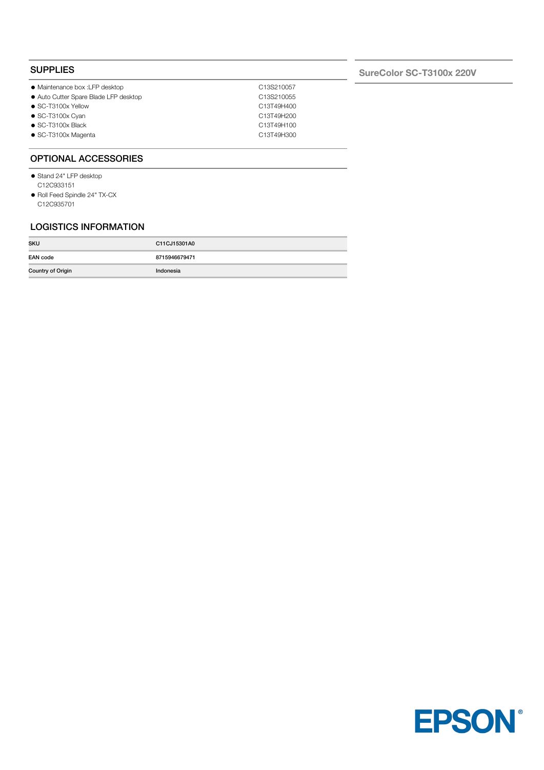## SUPPLIES

- Maintenance box :LFP desktop C13S210057
- Auto Cutter Spare Blade LFP desktop C13S210055
- SC-T3100x Yellow C13T49H400
- SC-T3100x Cyan C13T49H200
- SC-T3100x Black C13T49H100
- SC-T3100x Magenta C13T49H300

## OPTIONAL ACCESSORIES

- Stand 24" LFP desktop
  C12C933151
- Roll Feed Spindle 24" TX-CX
  C12C935701

## LOGISTICS INFORMATION

| | |
|---|---|
| SKU | C11CJ15301A0 |
| EAN code | 8715946679471 |
| Country of Origin | Indonesia |

SureColor SC-T3100x 220V